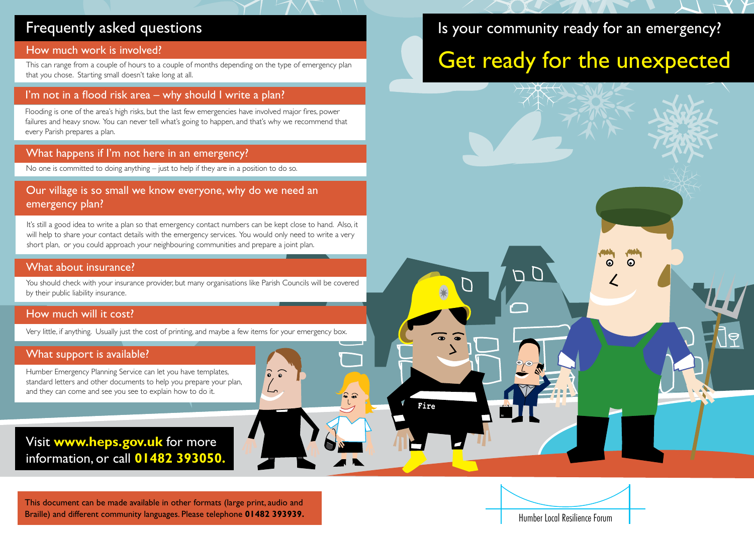# Is your community ready for an emergency?

## Get ready for the unexpected

## Frequently asked questions

### How much work is involved?

This can range from a couple of hours to a couple of months depending on the type of emergency plan that you chose. Starting small doesn't take long at all.

### I'm not in a flood risk area – why should I write a plan?

Flooding is one of the area's high risks, but the last few emergencies have involved major fires, power failures and heavy snow. You can never tell what's going to happen, and that's why we recommend that every Parish prepares a plan.

### What happens if I'm not here in an emergency?

No one is committed to doing anything – just to help if they are in a position to do so.

### Our village is so small we know everyone, why do we need an emergency plan?

It's still a good idea to write a plan so that emergency contact numbers can be kept close to hand. Also, it will help to share your contact details with the emergency services. You would only need to write a very short plan, or you could approach your neighbouring communities and prepare a joint plan.

### What about insurance?

You should check with your insurance provider, but many organisations like Parish Councils will be covered by their public liability insurance.

### How much will it cost?

Very little, if anything. Usually just the cost of printing, and maybe a few items for your emergency box.

### What support is available?

Humber Emergency Planning Service can let you have templates, standard letters and other documents to help you prepare your plan, and they can come and see you see to explain how to do it.

Visit **www.heps.gov.uk** for more information, or call **01482 393050.**

This document can be made available in other formats (large print, audio and Braille) and different community languages. Please telephone **01482 393939.**

Humber Local Resilience Forum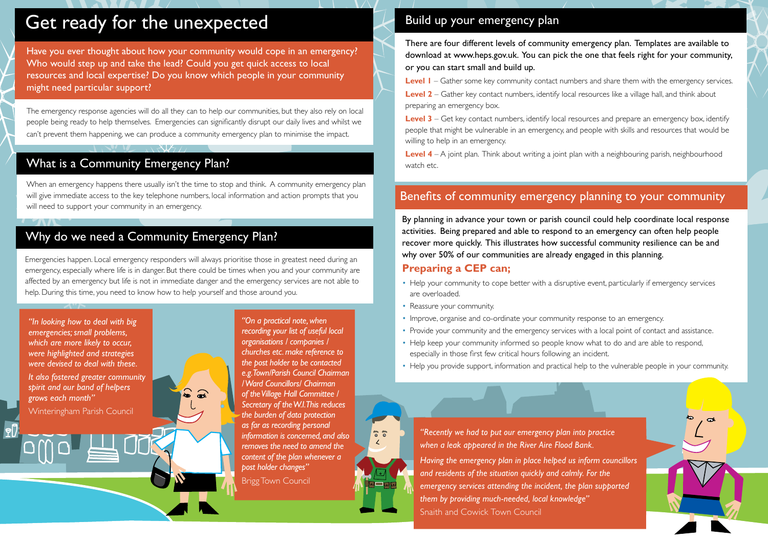# Get ready for the unexpected

Have you ever thought about how your community would cope in an emergency? Who would step up and take the lead? Could you get quick access to local resources and local expertise? Do you know which people in your community might need particular support?

The emergency response agencies will do all they can to help our communities, but they also rely on local people being ready to help themselves. Emergencies can significantly disrupt our daily lives and whilst we can't prevent them happening, we can produce a community emergency plan to minimise the impact.

## What is a Community Emergency Plan?

When an emergency happens there usually isn't the time to stop and think. A community emergency plan will give immediate access to the key telephone numbers, local information and action prompts that you will need to support your community in an emergency.

## Why do we need a Community Emergency Plan?

Emergencies happen. Local emergency responders will always prioritise those in greatest need during an emergency, especially where life is in danger. But there could be times when you and your community are affected by an emergency but life is not in immediate danger and the emergency services are not able to help. During this time, you need to know how to help yourself and those around you.

*"In looking how to deal with big emergencies; small problems, which are more likely to occur, were highlighted and strategies were devised to deal with these.*

*It also fostered greater community spirit and our band of helpers grows each month"*

Winteringham Parish Council

*"On a practical note, when recording your list of useful local organisations / companies / churches etc. make reference to the post holder to be contacted e.g. Town/Parish Council Chairman / Ward Councillors/ Chairman of the Village Hall Committee / Secretary of the W.I. This reduces the burden of data protection as far as recording personal information is concerned, and also removes the need to amend the content of the plan whenever a post holder changes"*

Brigg Town Council

## Build up your emergency plan

There are four different levels of community emergency plan. Templates are available to download at www.heps.gov.uk. You can pick the one that feels right for your community, or you can start small and build up.

**Level 1** – Gather some key community contact numbers and share them with the emergency services.

**Level 2** – Gather key contact numbers, identify local resources like a village hall, and think about preparing an emergency box.

**Level 3** – Get key contact numbers, identify local resources and prepare an emergency box, identify people that might be vulnerable in an emergency, and people with skills and resources that would be willing to help in an emergency.

**Level 4** – A joint plan. Think about writing a joint plan with a neighbouring parish, neighbourhood watch etc.

## Benefits of community emergency planning to your community

By planning in advance your town or parish council could help coordinate local response activities. Being prepared and able to respond to an emergency can often help people recover more quickly. This illustrates how successful community resilience can be and why over 50% of our communities are already engaged in this planning.

### Preparing a CEP can;

- Help your community to cope better with a disruptive event, particularly if emergency services are overloaded.
- Reassure your community.
- Improve, organise and co-ordinate your community response to an emergency.
- Provide your community and the emergency services with a local point of contact and assistance.
- Help keep your community informed so people know what to do and are able to respond, especially in those first few critical hours following an incident.
- Help you provide support, information and practical help to the vulnerable people in your community.

*"Recently we had to put our emergency plan into practice when a leak appeared in the River Aire Flood Bank.*

*Having the emergency plan in place helped us inform councillors and residents of the situation quickly and calmly. For the emergency services attending the incident, the plan supported them by providing much-needed, local knowledge"*

Snaith and Cowick Town Council